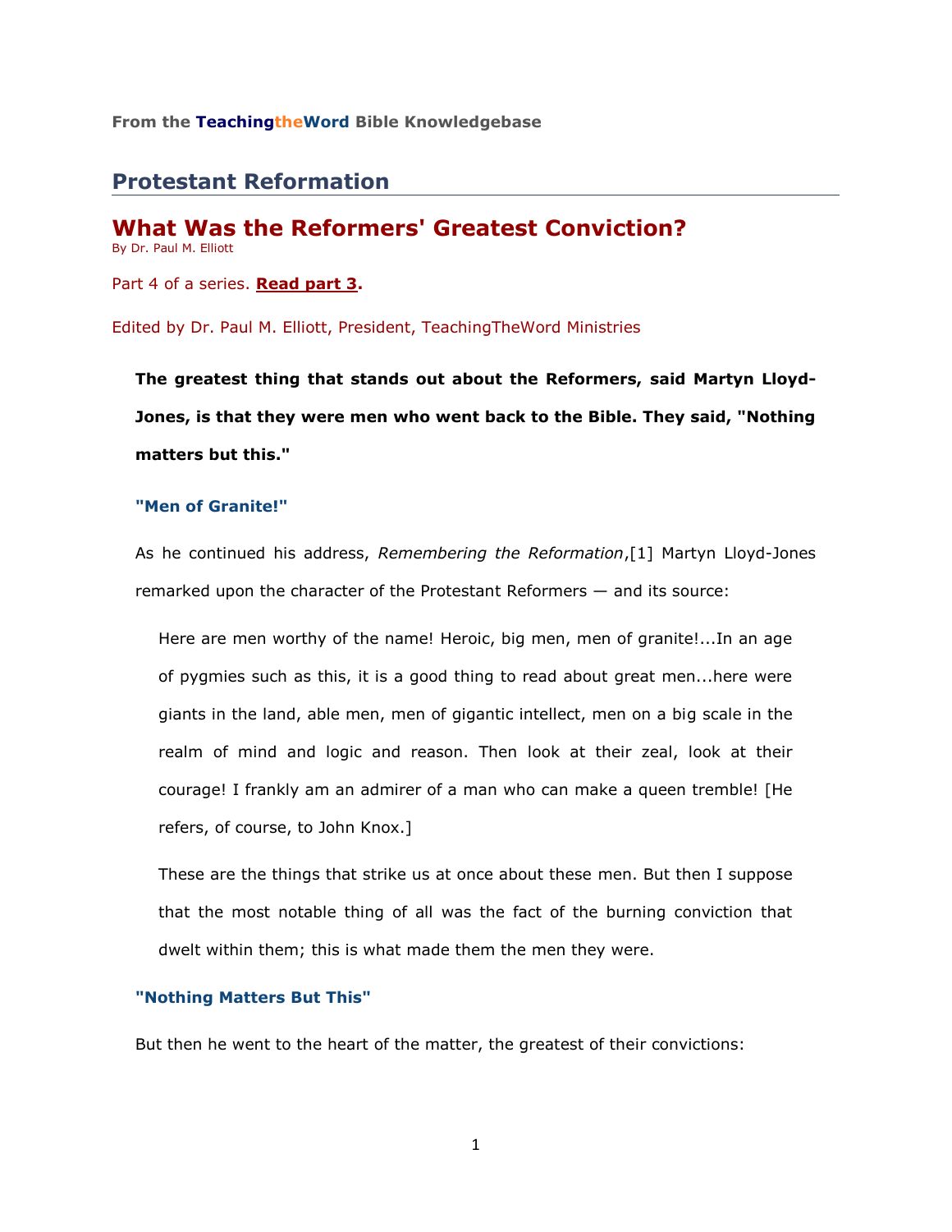From the **TeachingtheWord** Bible Knowledgebase

## Protestant Reformation

# What Was the Reformers' Greatest Conviction?

By Dr. Paul M. Elliott

Part 4 of a series. **Read part 3.**

Edited by Dr. Paul M. Elliott, President, TeachingTheWord Ministries

**The greatest thing that stands out about the Reformers, said Martyn Lloyd-Jones, is that they were men who went back to the Bible. They said, "Nothing matters but this."**

### "Men of Granite!"

As he continued his address, *Remembering the Reformation*,[1] Martyn Lloyd-Jones remarked upon the character of the Protestant Reformers — and its source:

> Here are men worthy of the name! Heroic, big men, men of granite!...In an age of pygmies such as this, it is a good thing to read about great men...here were giants in the land, able men, men of gigantic intellect, men on a big scale in the realm of mind and logic and reason. Then look at their zeal, look at their courage! I frankly am an admirer of a man who can make a queen tremble! [He refers, of course, to John Knox.]
>
> These are the things that strike us at once about these men. But then I suppose that the most notable thing of all was the fact of the burning conviction that dwelt within them; this is what made them the men they were.

### "Nothing Matters But This"

But then he went to the heart of the matter, the greatest of their convictions: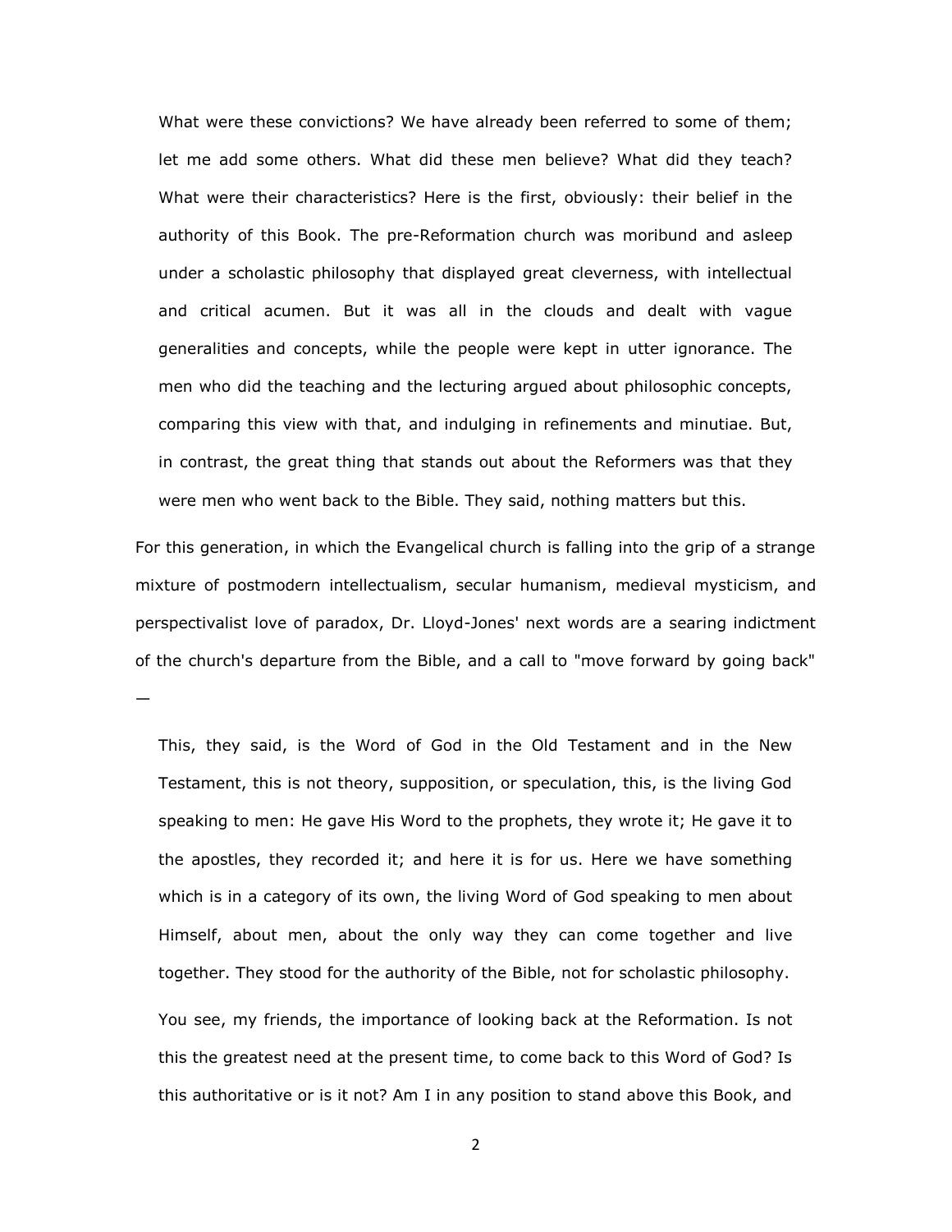> What were these convictions? We have already been referred to some of them; let me add some others. What did these men believe? What did they teach? What were their characteristics? Here is the first, obviously: their belief in the authority of this Book. The pre-Reformation church was moribund and asleep under a scholastic philosophy that displayed great cleverness, with intellectual and critical acumen. But it was all in the clouds and dealt with vague generalities and concepts, while the people were kept in utter ignorance. The men who did the teaching and the lecturing argued about philosophic concepts, comparing this view with that, and indulging in refinements and minutiae. But, in contrast, the great thing that stands out about the Reformers was that they were men who went back to the Bible. They said, nothing matters but this.

For this generation, in which the Evangelical church is falling into the grip of a strange mixture of postmodern intellectualism, secular humanism, medieval mysticism, and perspectivalist love of paradox, Dr. Lloyd-Jones' next words are a searing indictment of the church's departure from the Bible, and a call to "move forward by going back" —

> This, they said, is the Word of God in the Old Testament and in the New Testament, this is not theory, supposition, or speculation, this, is the living God speaking to men: He gave His Word to the prophets, they wrote it; He gave it to the apostles, they recorded it; and here it is for us. Here we have something which is in a category of its own, the living Word of God speaking to men about Himself, about men, about the only way they can come together and live together. They stood for the authority of the Bible, not for scholastic philosophy.
>
> You see, my friends, the importance of looking back at the Reformation. Is not this the greatest need at the present time, to come back to this Word of God? Is this authoritative or is it not? Am I in any position to stand above this Book, and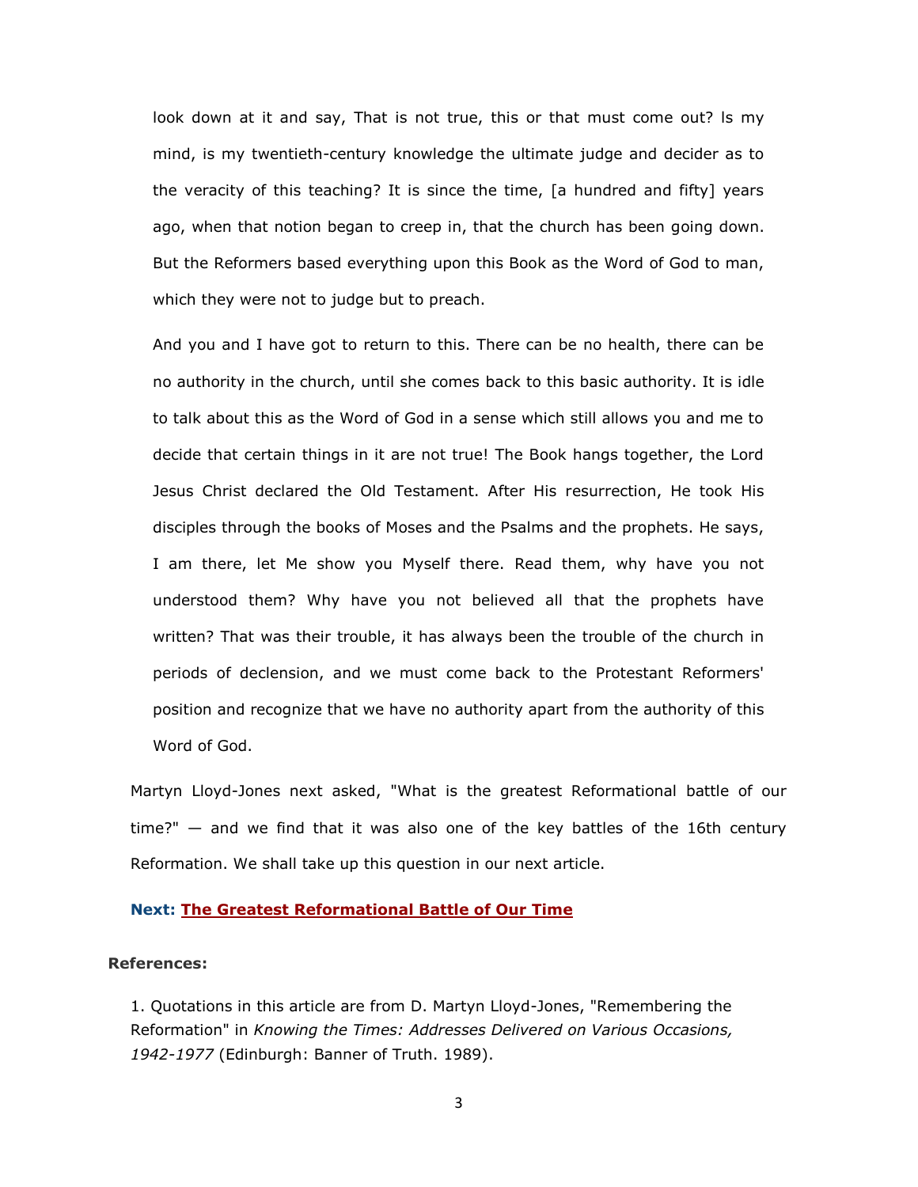> look down at it and say, That is not true, this or that must come out? Is my mind, is my twentieth-century knowledge the ultimate judge and decider as to the veracity of this teaching? It is since the time, [a hundred and fifty] years ago, when that notion began to creep in, that the church has been going down. But the Reformers based everything upon this Book as the Word of God to man, which they were not to judge but to preach.
>
> And you and I have got to return to this. There can be no health, there can be no authority in the church, until she comes back to this basic authority. It is idle to talk about this as the Word of God in a sense which still allows you and me to decide that certain things in it are not true! The Book hangs together, the Lord Jesus Christ declared the Old Testament. After His resurrection, He took His disciples through the books of Moses and the Psalms and the prophets. He says, I am there, let Me show you Myself there. Read them, why have you not understood them? Why have you not believed all that the prophets have written? That was their trouble, it has always been the trouble of the church in periods of declension, and we must come back to the Protestant Reformers' position and recognize that we have no authority apart from the authority of this Word of God.

Martyn Lloyd-Jones next asked, "What is the greatest Reformational battle of our time?" — and we find that it was also one of the key battles of the 16th century Reformation. We shall take up this question in our next article.

**Next: The Greatest Reformational Battle of Our Time**

**References:**

1. Quotations in this article are from D. Martyn Lloyd-Jones, "Remembering the Reformation" in *Knowing the Times: Addresses Delivered on Various Occasions, 1942-1977* (Edinburgh: Banner of Truth. 1989).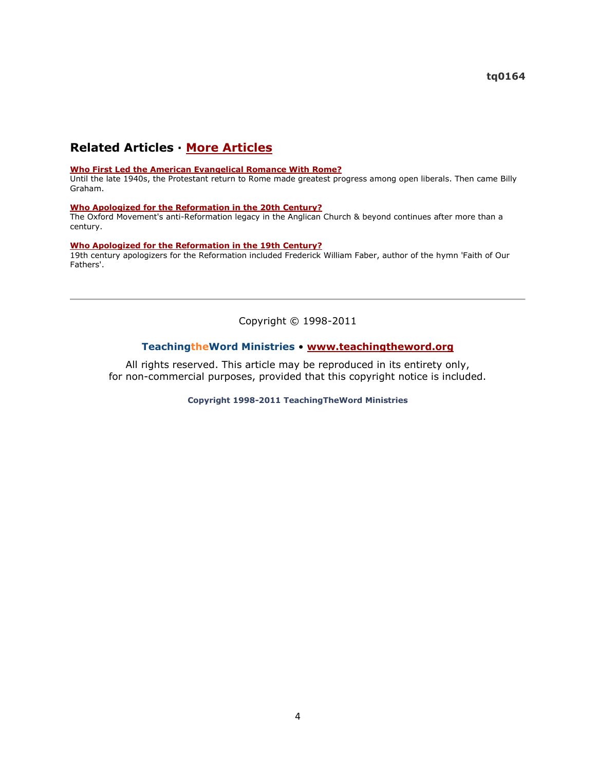**tq0164**

## Related Articles · More Articles

**Who First Led the American Evangelical Romance With Rome?**
Until the late 1940s, the Protestant return to Rome made greatest progress among open liberals. Then came Billy Graham.

**Who Apologized for the Reformation in the 20th Century?**
The Oxford Movement's anti-Reformation legacy in the Anglican Church & beyond continues after more than a century.

**Who Apologized for the Reformation in the 19th Century?**
19th century apologizers for the Reformation included Frederick William Faber, author of the hymn 'Faith of Our Fathers'.

---

Copyright © 1998-2011

**TeachingtheWord Ministries** • **www.teachingtheword.org**

All rights reserved. This article may be reproduced in its entirety only,
for non-commercial purposes, provided that this copyright notice is included.

**Copyright 1998-2011 TeachingTheWord Ministries**